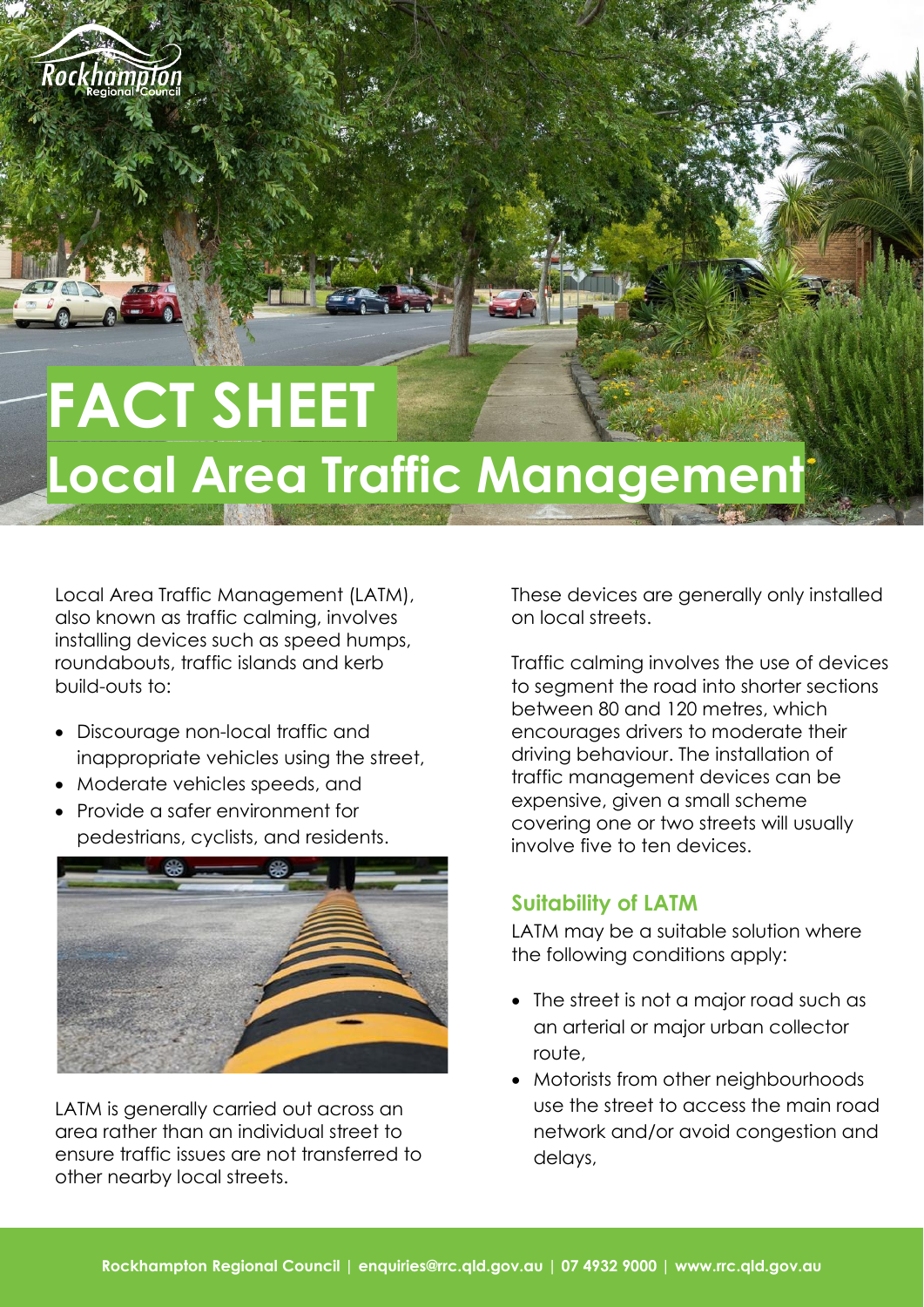# FACT SHEET

# Local Area Traffic Management

Local Area Traffic Management (LATM), also known as traffic calming, involves installing devices such as speed humps, roundabouts, traffic islands and kerb build-outs to:

- Discourage non-local traffic and inappropriate vehicles using the street,
- Moderate vehicles speeds, and
- Provide a safer environment for pedestrians, cyclists, and residents.

LATM is generally carried out across an area rather than an individual street to ensure traffic issues are not transferred to other nearby local streets.

These devices are generally only installed on local streets.

Traffic calming involves the use of devices to segment the road into shorter sections between 80 and 120 metres, which encourages drivers to moderate their driving behaviour. The installation of traffic management devices can be expensive, given a small scheme covering one or two streets will usually involve five to ten devices.

## Suitability of LATM

LATM may be a suitable solution where the following conditions apply:

- The street is not a major road such as an arterial or major urban collector route,
- Motorists from other neighbourhoods use the street to access the main road network and/or avoid congestion and delays,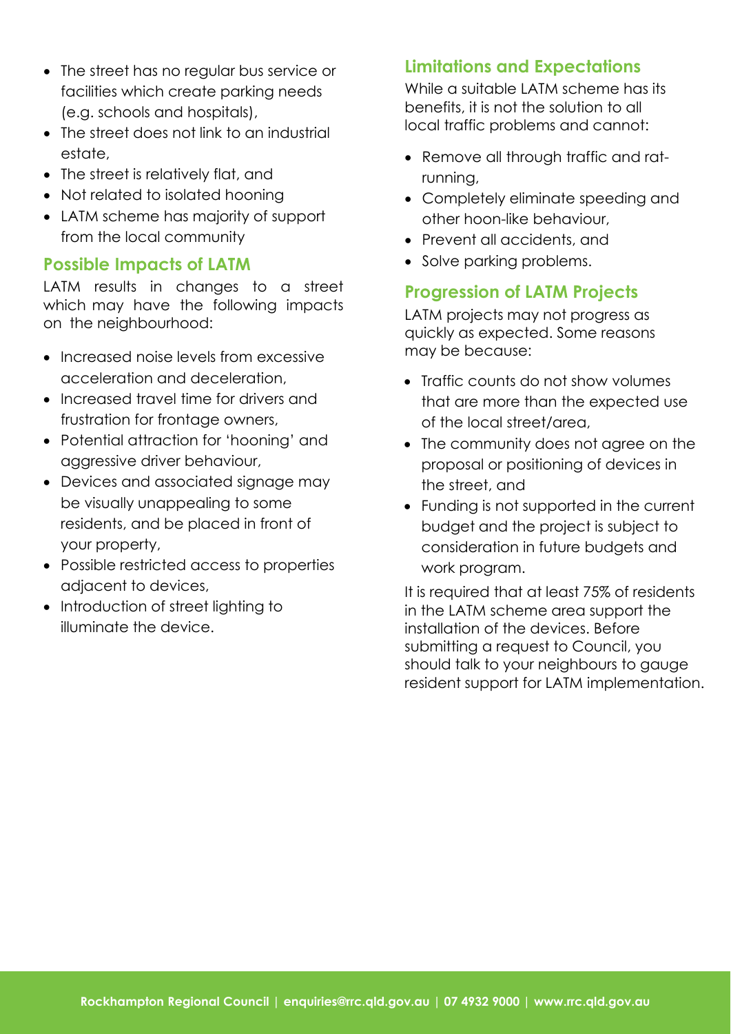- The street has no regular bus service or facilities which create parking needs (e.g. schools and hospitals),
- The street does not link to an industrial estate,
- The street is relatively flat, and
- Not related to isolated hooning
- LATM scheme has majority of support from the local community

## Possible Impacts of LATM

LATM results in changes to a street which may have the following impacts on the neighbourhood:

- Increased noise levels from excessive acceleration and deceleration,
- Increased travel time for drivers and frustration for frontage owners,
- Potential attraction for 'hooning' and aggressive driver behaviour,
- Devices and associated signage may be visually unappealing to some residents, and be placed in front of your property,
- Possible restricted access to properties adjacent to devices,
- Introduction of street lighting to illuminate the device.

## Limitations and Expectations

While a suitable LATM scheme has its benefits, it is not the solution to all local traffic problems and cannot:

- Remove all through traffic and rat-running,
- Completely eliminate speeding and other hoon-like behaviour,
- Prevent all accidents, and
- Solve parking problems.

## Progression of LATM Projects

LATM projects may not progress as quickly as expected. Some reasons may be because:

- Traffic counts do not show volumes that are more than the expected use of the local street/area,
- The community does not agree on the proposal or positioning of devices in the street, and
- Funding is not supported in the current budget and the project is subject to consideration in future budgets and work program.

It is required that at least 75% of residents in the LATM scheme area support the installation of the devices. Before submitting a request to Council, you should talk to your neighbours to gauge resident support for LATM implementation.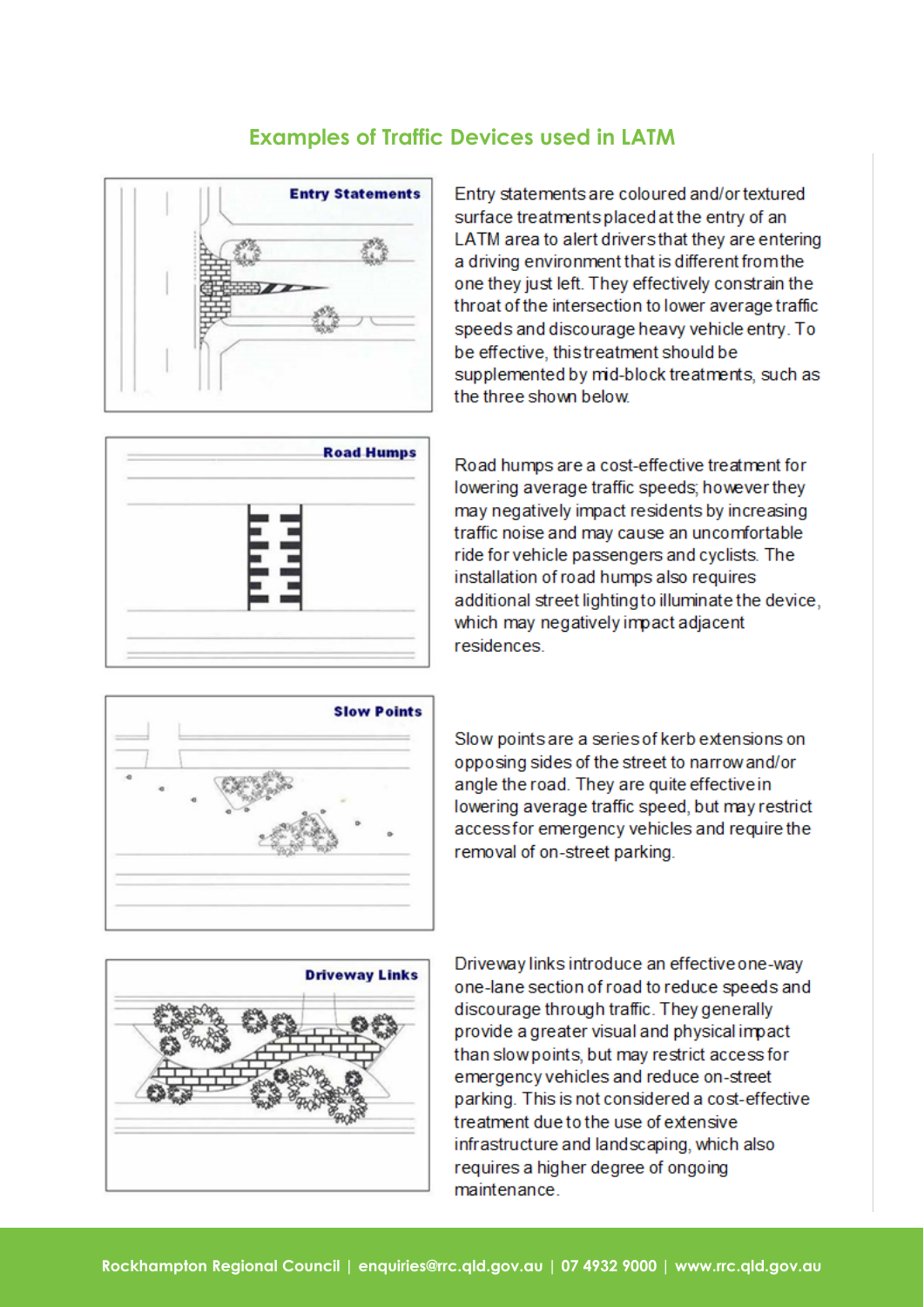## Examples of Traffic Devices used in LATM

Entry Statements

Entry statements are coloured and/or textured surface treatments placed at the entry of an LATM area to alert drivers that they are entering a driving environment that is different from the one they just left. They effectively constrain the throat of the intersection to lower average traffic speeds and discourage heavy vehicle entry. To be effective, this treatment should be supplemented by mid-block treatments, such as the three shown below.

Road Humps

Road humps are a cost-effective treatment for lowering average traffic speeds; however they may negatively impact residents by increasing traffic noise and may cause an uncomfortable ride for vehicle passengers and cyclists. The installation of road humps also requires additional street lighting to illuminate the device, which may negatively impact adjacent residences.

Slow Points

Slow points are a series of kerb extensions on opposing sides of the street to narrow and/or angle the road. They are quite effective in lowering average traffic speed, but may restrict access for emergency vehicles and require the removal of on-street parking.

Driveway Links

Driveway links introduce an effective one-way one-lane section of road to reduce speeds and discourage through traffic. They generally provide a greater visual and physical impact than slow points, but may restrict access for emergency vehicles and reduce on-street parking. This is not considered a cost-effective treatment due to the use of extensive infrastructure and landscaping, which also requires a higher degree of ongoing maintenance.